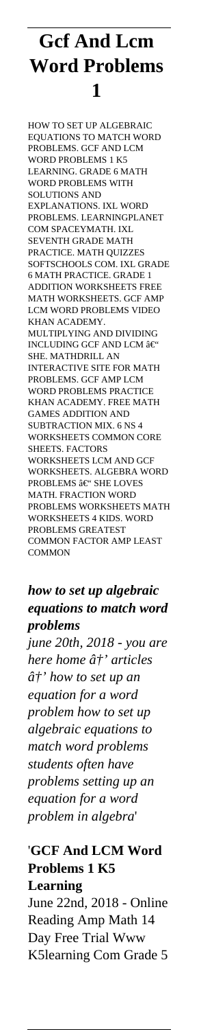# Gcf And Lcm Word Problems 1

HOW TO SET UP ALGEBRAIC EQUATIONS TO MATCH WORD PROBLEMS. GCF AND LCM WORD PROBLEMS 1 K5 LEARNING. GRADE 6 MATH WORD PROBLEMS WITH SOLUTIONS AND EXPLANATIONS. IXL WORD PROBLEMS. LEARNINGPLANET COM SPACEYMATH. IXL SEVENTH GRADE MATH PRACTICE. MATH QUIZZES SOFTSCHOOLS COM. IXL GRADE 6 MATH PRACTICE. GRADE 1 ADDITION WORKSHEETS FREE MATH WORKSHEETS. GCF AMP LCM WORD PROBLEMS VIDEO KHAN ACADEMY. MULTIPLYING AND DIVIDING INCLUDING GCF AND LCM â€" SHE. MATHDRILL AN INTERACTIVE SITE FOR MATH PROBLEMS. GCF AMP LCM WORD PROBLEMS PRACTICE KHAN ACADEMY. FREE MATH GAMES ADDITION AND SUBTRACTION MIX. 6 NS 4 WORKSHEETS COMMON CORE SHEETS. FACTORS WORKSHEETS LCM AND GCF WORKSHEETS. ALGEBRA WORD PROBLEMS â€" SHE LOVES MATH. FRACTION WORD PROBLEMS WORKSHEETS MATH WORKSHEETS 4 KIDS. WORD PROBLEMS GREATEST COMMON FACTOR AMP LEAST COMMON

*'how to set up algebraic equations to match word problems*

*june 20th, 2018 - you are here home â†' articles â†' how to set up an equation for a word problem how to set up algebraic equations to match word problems students often have problems setting up an equation for a word problem in algebra'*

'**GCF And LCM Word Problems 1 K5 Learning**

June 22nd, 2018 - Online Reading Amp Math 14 Day Free Trial Www K5learning Com Grade 5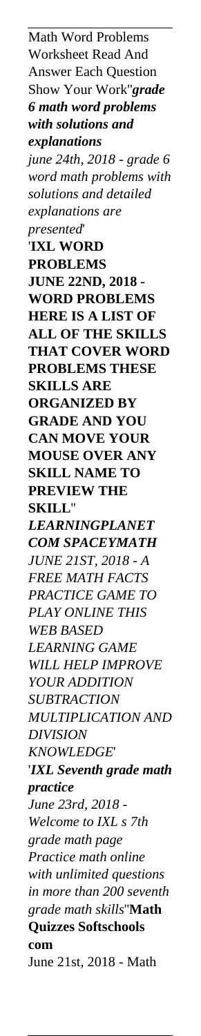Math Word Problems Worksheet Read And Answer Each Question Show Your Work''***grade 6 math word problems with solutions and explanations***

*june 24th, 2018 - grade 6 word math problems with solutions and detailed explanations are presented*'

'**IXL WORD PROBLEMS JUNE 22ND, 2018 - WORD PROBLEMS HERE IS A LIST OF ALL OF THE SKILLS THAT COVER WORD PROBLEMS THESE SKILLS ARE ORGANIZED BY GRADE AND YOU CAN MOVE YOUR MOUSE OVER ANY SKILL NAME TO PREVIEW THE SKILL**''

***LEARNINGPLANET COM SPACEYMATH***

*JUNE 21ST, 2018 - A FREE MATH FACTS PRACTICE GAME TO PLAY ONLINE THIS WEB BASED LEARNING GAME WILL HELP IMPROVE YOUR ADDITION SUBTRACTION MULTIPLICATION AND DIVISION KNOWLEDGE*'

'***IXL Seventh grade math practice***

*June 23rd, 2018 - Welcome to IXL s 7th grade math page Practice math online with unlimited questions in more than 200 seventh grade math skills*''**Math Quizzes Softschools com**

June 21st, 2018 - Math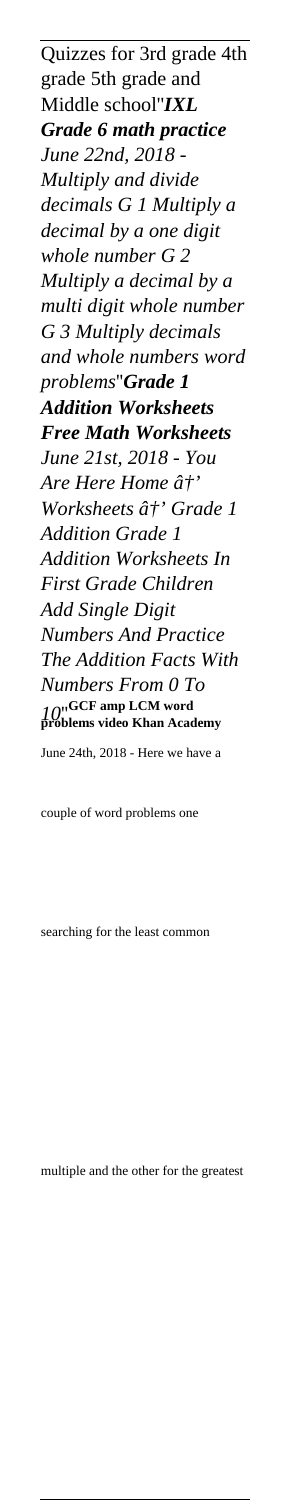Quizzes for 3rd grade 4th grade 5th grade and Middle school''***IXL Grade 6 math practice***

*June 22nd, 2018 - Multiply and divide decimals G 1 Multiply a decimal by a one digit whole number G 2 Multiply a decimal by a multi digit whole number G 3 Multiply decimals and whole numbers word problems*''***Grade 1 Addition Worksheets Free Math Worksheets***

*June 21st, 2018 - You Are Here Home â†' Worksheets â†' Grade 1 Addition Grade 1 Addition Worksheets In First Grade Children Add Single Digit Numbers And Practice The Addition Facts With Numbers From 0 To 10*''**GCF amp LCM word problems video Khan Academy**

June 24th, 2018 - Here we have a couple of word problems one searching for the least common multiple and the other for the greatest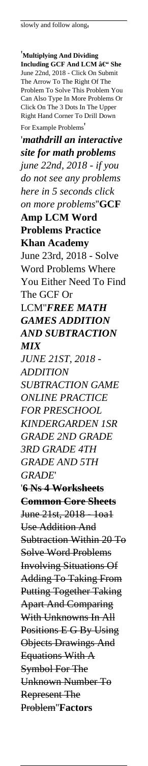slowly and follow along'

'**Multiplying And Dividing Including GCF And LCM â€“ She**
June 22nd, 2018 - Click On Submit The Arrow To The Right Of The Problem To Solve This Problem You Can Also Type In More Problems Or Click On The 3 Dots In The Upper Right Hand Corner To Drill Down For Example Problems'

'***mathdrill an interactive site for math problems***
*june 22nd, 2018 - if you do not see any problems here in 5 seconds click on more problems*''**GCF Amp LCM Word Problems Practice Khan Academy**
June 23rd, 2018 - Solve Word Problems Where You Either Need To Find The GCF Or LCM''***FREE MATH GAMES ADDITION AND SUBTRACTION MIX***
*JUNE 21ST, 2018 - ADDITION SUBTRACTION GAME ONLINE PRACTICE FOR PRESCHOOL KINDERGARDEN 1SR GRADE 2ND GRADE 3RD GRADE 4TH GRADE AND 5TH GRADE*'

'**6 Ns 4 Worksheets Common Core Sheets**
June 21st, 2018 - 1oa1 Use Addition And Subtraction Within 20 To Solve Word Problems Involving Situations Of Adding To Taking From Putting Together Taking Apart And Comparing With Unknowns In All Positions E G By Using Objects Drawings And Equations With A Symbol For The Unknown Number To Represent The Problem''**Factors**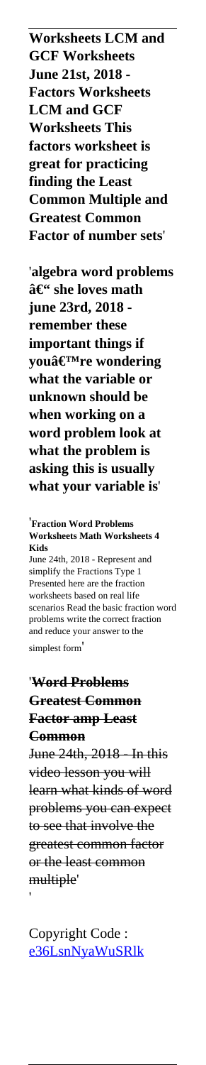**Worksheets LCM and GCF Worksheets June 21st, 2018 - Factors Worksheets LCM and GCF Worksheets This factors worksheet is great for practicing finding the Least Common Multiple and Greatest Common Factor of number sets**'

'**algebra word problems â€" she loves math june 23rd, 2018 - remember these important things if youâ€™re wondering what the variable or unknown should be when working on a word problem look at what the problem is asking this is usually what your variable is**'

'**Fraction Word Problems Worksheets Math Worksheets 4 Kids**

June 24th, 2018 - Represent and simplify the Fractions Type 1 Presented here are the fraction worksheets based on real life scenarios Read the basic fraction word problems write the correct fraction and reduce your answer to the simplest form'

'~~**Word Problems Greatest Common Factor amp Least Common**~~

~~June 24th, 2018 - In this video lesson you will learn what kinds of word problems you can expect to see that involve the greatest common factor or the least common multiple~~'

'

Copyright Code : e36LsnNyaWuSRlk